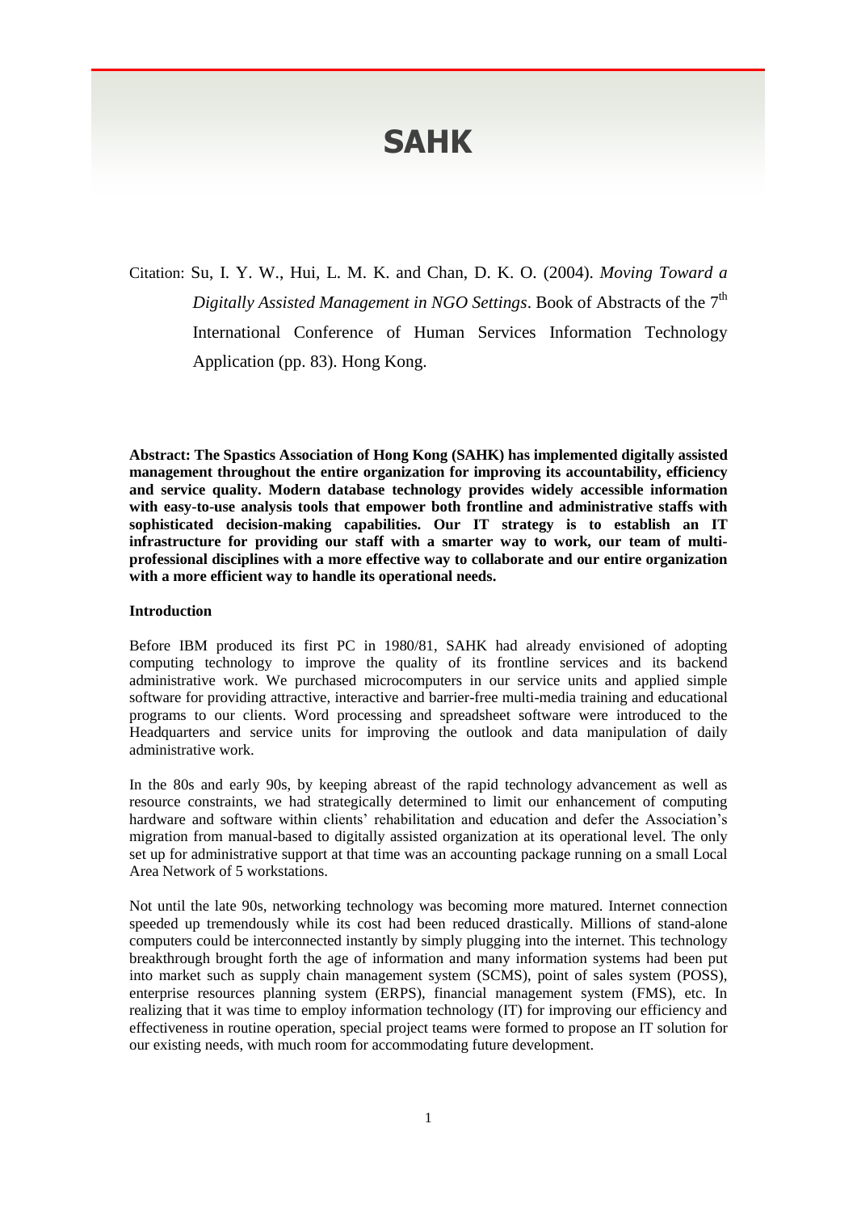# SAHK

Citation: Su, I. Y. W., Hui, L. M. K. and Chan, D. K. O. (2004). *Moving Toward a Digitally Assisted Management in NGO Settings*. Book of Abstracts of the 7th International Conference of Human Services Information Technology Application (pp. 83). Hong Kong.

**Abstract: The Spastics Association of Hong Kong (SAHK) has implemented digitally assisted management throughout the entire organization for improving its accountability, efficiency and service quality. Modern database technology provides widely accessible information with easy-to-use analysis tools that empower both frontline and administrative staffs with sophisticated decision-making capabilities. Our IT strategy is to establish an IT infrastructure for providing our staff with a smarter way to work, our team of multi-professional disciplines with a more effective way to collaborate and our entire organization with a more efficient way to handle its operational needs.**

**Introduction**

Before IBM produced its first PC in 1980/81, SAHK had already envisioned of adopting computing technology to improve the quality of its frontline services and its backend administrative work. We purchased microcomputers in our service units and applied simple software for providing attractive, interactive and barrier-free multi-media training and educational programs to our clients. Word processing and spreadsheet software were introduced to the Headquarters and service units for improving the outlook and data manipulation of daily administrative work.

In the 80s and early 90s, by keeping abreast of the rapid technology advancement as well as resource constraints, we had strategically determined to limit our enhancement of computing hardware and software within clients' rehabilitation and education and defer the Association's migration from manual-based to digitally assisted organization at its operational level. The only set up for administrative support at that time was an accounting package running on a small Local Area Network of 5 workstations.

Not until the late 90s, networking technology was becoming more matured. Internet connection speeded up tremendously while its cost had been reduced drastically. Millions of stand-alone computers could be interconnected instantly by simply plugging into the internet. This technology breakthrough brought forth the age of information and many information systems had been put into market such as supply chain management system (SCMS), point of sales system (POSS), enterprise resources planning system (ERPS), financial management system (FMS), etc. In realizing that it was time to employ information technology (IT) for improving our efficiency and effectiveness in routine operation, special project teams were formed to propose an IT solution for our existing needs, with much room for accommodating future development.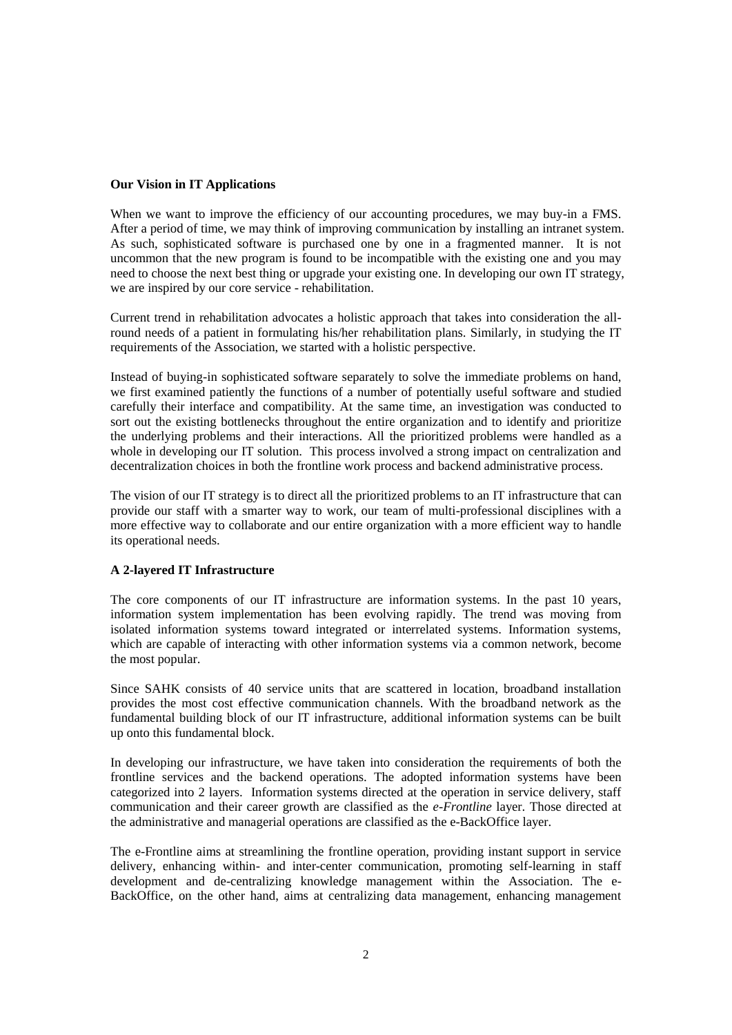**Our Vision in IT Applications**

When we want to improve the efficiency of our accounting procedures, we may buy-in a FMS. After a period of time, we may think of improving communication by installing an intranet system. As such, sophisticated software is purchased one by one in a fragmented manner. It is not uncommon that the new program is found to be incompatible with the existing one and you may need to choose the next best thing or upgrade your existing one. In developing our own IT strategy, we are inspired by our core service - rehabilitation.

Current trend in rehabilitation advocates a holistic approach that takes into consideration the all-round needs of a patient in formulating his/her rehabilitation plans. Similarly, in studying the IT requirements of the Association, we started with a holistic perspective.

Instead of buying-in sophisticated software separately to solve the immediate problems on hand, we first examined patiently the functions of a number of potentially useful software and studied carefully their interface and compatibility. At the same time, an investigation was conducted to sort out the existing bottlenecks throughout the entire organization and to identify and prioritize the underlying problems and their interactions. All the prioritized problems were handled as a whole in developing our IT solution. This process involved a strong impact on centralization and decentralization choices in both the frontline work process and backend administrative process.

The vision of our IT strategy is to direct all the prioritized problems to an IT infrastructure that can provide our staff with a smarter way to work, our team of multi-professional disciplines with a more effective way to collaborate and our entire organization with a more efficient way to handle its operational needs.

**A 2-layered IT Infrastructure**

The core components of our IT infrastructure are information systems. In the past 10 years, information system implementation has been evolving rapidly. The trend was moving from isolated information systems toward integrated or interrelated systems. Information systems, which are capable of interacting with other information systems via a common network, become the most popular.

Since SAHK consists of 40 service units that are scattered in location, broadband installation provides the most cost effective communication channels. With the broadband network as the fundamental building block of our IT infrastructure, additional information systems can be built up onto this fundamental block.

In developing our infrastructure, we have taken into consideration the requirements of both the frontline services and the backend operations. The adopted information systems have been categorized into 2 layers. Information systems directed at the operation in service delivery, staff communication and their career growth are classified as the *e-Frontline* layer. Those directed at the administrative and managerial operations are classified as the e-BackOffice layer.

The e-Frontline aims at streamlining the frontline operation, providing instant support in service delivery, enhancing within- and inter-center communication, promoting self-learning in staff development and de-centralizing knowledge management within the Association. The e-BackOffice, on the other hand, aims at centralizing data management, enhancing management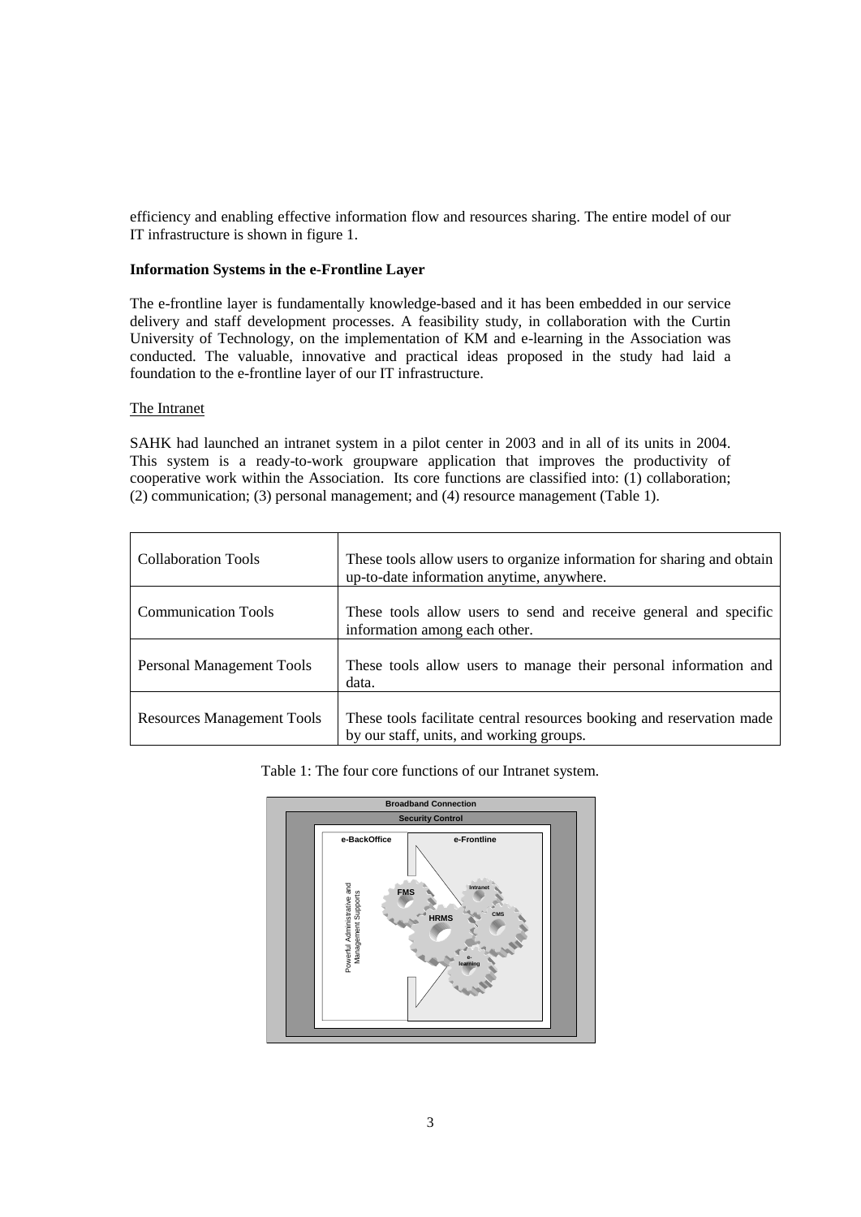efficiency and enabling effective information flow and resources sharing. The entire model of our IT infrastructure is shown in figure 1.

**Information Systems in the e-Frontline Layer**

The e-frontline layer is fundamentally knowledge-based and it has been embedded in our service delivery and staff development processes. A feasibility study, in collaboration with the Curtin University of Technology, on the implementation of KM and e-learning in the Association was conducted. The valuable, innovative and practical ideas proposed in the study had laid a foundation to the e-frontline layer of our IT infrastructure.

The Intranet

SAHK had launched an intranet system in a pilot center in 2003 and in all of its units in 2004. This system is a ready-to-work groupware application that improves the productivity of cooperative work within the Association. Its core functions are classified into: (1) collaboration; (2) communication; (3) personal management; and (4) resource management (Table 1).

| | |
|---|---|
| Collaboration Tools | These tools allow users to organize information for sharing and obtain up-to-date information anytime, anywhere. |
| Communication Tools | These tools allow users to send and receive general and specific information among each other. |
| Personal Management Tools | These tools allow users to manage their personal information and data. |
| Resources Management Tools | These tools facilitate central resources booking and reservation made by our staff, units, and working groups. |

Table 1: The four core functions of our Intranet system.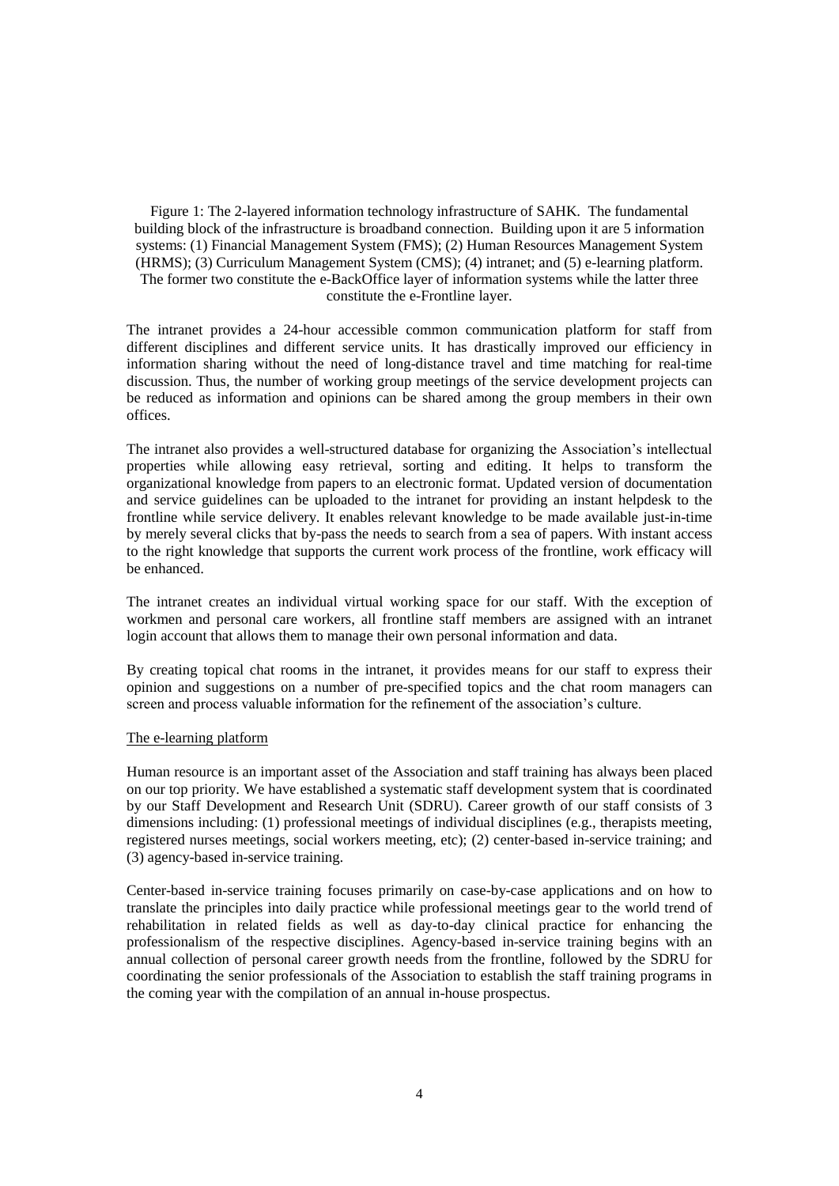Figure 1: The 2-layered information technology infrastructure of SAHK. The fundamental building block of the infrastructure is broadband connection. Building upon it are 5 information systems: (1) Financial Management System (FMS); (2) Human Resources Management System (HRMS); (3) Curriculum Management System (CMS); (4) intranet; and (5) e-learning platform. The former two constitute the e-BackOffice layer of information systems while the latter three constitute the e-Frontline layer.

The intranet provides a 24-hour accessible common communication platform for staff from different disciplines and different service units. It has drastically improved our efficiency in information sharing without the need of long-distance travel and time matching for real-time discussion. Thus, the number of working group meetings of the service development projects can be reduced as information and opinions can be shared among the group members in their own offices.

The intranet also provides a well-structured database for organizing the Association's intellectual properties while allowing easy retrieval, sorting and editing. It helps to transform the organizational knowledge from papers to an electronic format. Updated version of documentation and service guidelines can be uploaded to the intranet for providing an instant helpdesk to the frontline while service delivery. It enables relevant knowledge to be made available just-in-time by merely several clicks that by-pass the needs to search from a sea of papers. With instant access to the right knowledge that supports the current work process of the frontline, work efficacy will be enhanced.

The intranet creates an individual virtual working space for our staff. With the exception of workmen and personal care workers, all frontline staff members are assigned with an intranet login account that allows them to manage their own personal information and data.

By creating topical chat rooms in the intranet, it provides means for our staff to express their opinion and suggestions on a number of pre-specified topics and the chat room managers can screen and process valuable information for the refinement of the association's culture.

<u>The e-learning platform</u>

Human resource is an important asset of the Association and staff training has always been placed on our top priority. We have established a systematic staff development system that is coordinated by our Staff Development and Research Unit (SDRU). Career growth of our staff consists of 3 dimensions including: (1) professional meetings of individual disciplines (e.g., therapists meeting, registered nurses meetings, social workers meeting, etc); (2) center-based in-service training; and (3) agency-based in-service training.

Center-based in-service training focuses primarily on case-by-case applications and on how to translate the principles into daily practice while professional meetings gear to the world trend of rehabilitation in related fields as well as day-to-day clinical practice for enhancing the professionalism of the respective disciplines. Agency-based in-service training begins with an annual collection of personal career growth needs from the frontline, followed by the SDRU for coordinating the senior professionals of the Association to establish the staff training programs in the coming year with the compilation of an annual in-house prospectus.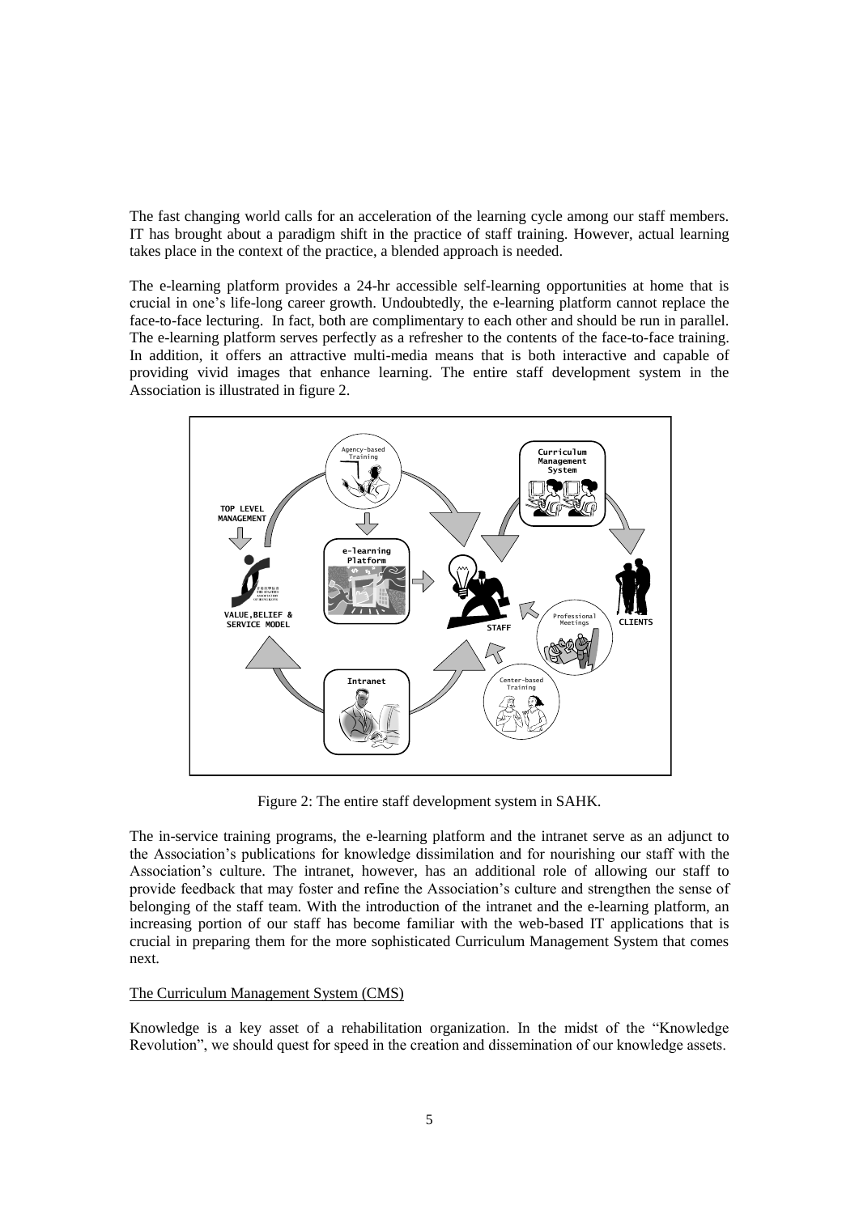The fast changing world calls for an acceleration of the learning cycle among our staff members. IT has brought about a paradigm shift in the practice of staff training. However, actual learning takes place in the context of the practice, a blended approach is needed.

The e-learning platform provides a 24-hr accessible self-learning opportunities at home that is crucial in one's life-long career growth. Undoubtedly, the e-learning platform cannot replace the face-to-face lecturing. In fact, both are complimentary to each other and should be run in parallel. The e-learning platform serves perfectly as a refresher to the contents of the face-to-face training. In addition, it offers an attractive multi-media means that is both interactive and capable of providing vivid images that enhance learning. The entire staff development system in the Association is illustrated in figure 2.

Figure 2: The entire staff development system in SAHK.

The in-service training programs, the e-learning platform and the intranet serve as an adjunct to the Association's publications for knowledge dissimilation and for nourishing our staff with the Association's culture. The intranet, however, has an additional role of allowing our staff to provide feedback that may foster and refine the Association's culture and strengthen the sense of belonging of the staff team. With the introduction of the intranet and the e-learning platform, an increasing portion of our staff has become familiar with the web-based IT applications that is crucial in preparing them for the more sophisticated Curriculum Management System that comes next.

The Curriculum Management System (CMS)

Knowledge is a key asset of a rehabilitation organization. In the midst of the "Knowledge Revolution", we should quest for speed in the creation and dissemination of our knowledge assets.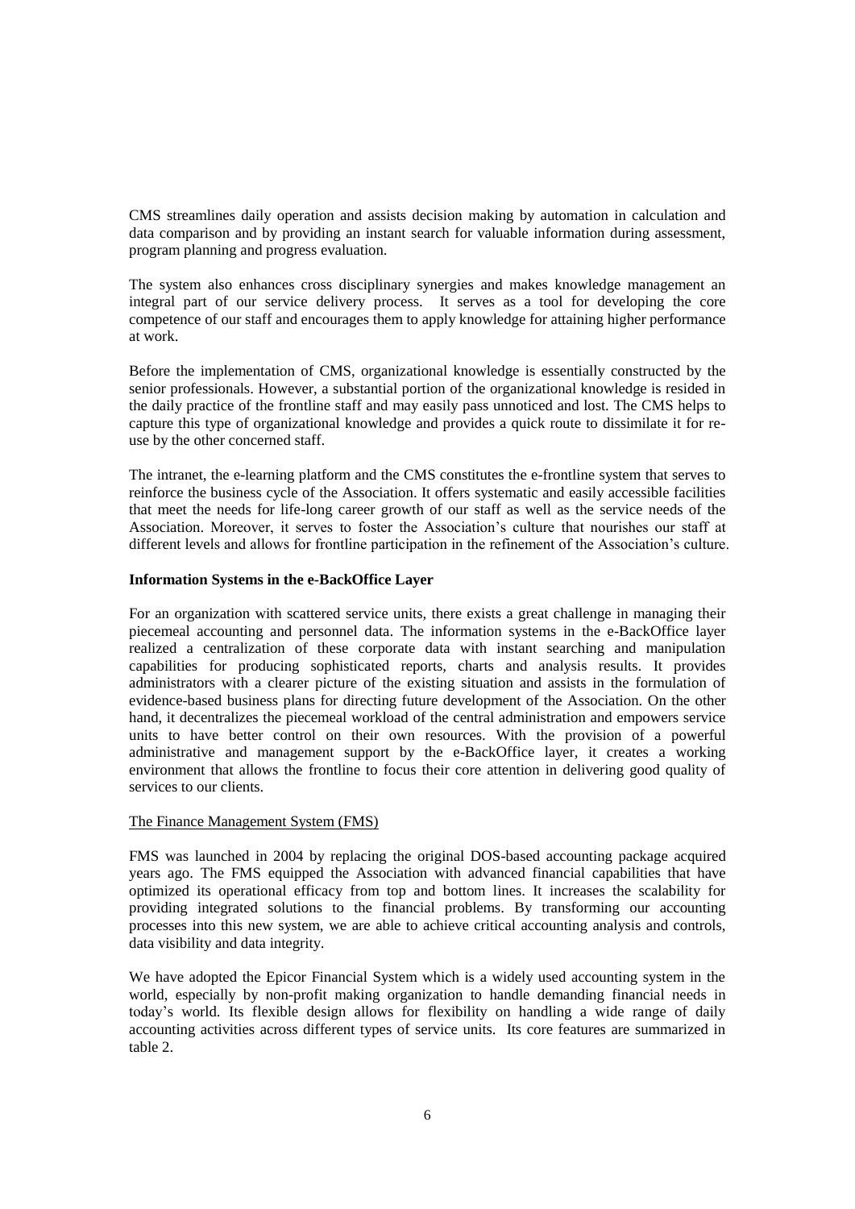CMS streamlines daily operation and assists decision making by automation in calculation and data comparison and by providing an instant search for valuable information during assessment, program planning and progress evaluation.

The system also enhances cross disciplinary synergies and makes knowledge management an integral part of our service delivery process. It serves as a tool for developing the core competence of our staff and encourages them to apply knowledge for attaining higher performance at work.

Before the implementation of CMS, organizational knowledge is essentially constructed by the senior professionals. However, a substantial portion of the organizational knowledge is resided in the daily practice of the frontline staff and may easily pass unnoticed and lost. The CMS helps to capture this type of organizational knowledge and provides a quick route to dissimilate it for re-use by the other concerned staff.

The intranet, the e-learning platform and the CMS constitutes the e-frontline system that serves to reinforce the business cycle of the Association. It offers systematic and easily accessible facilities that meet the needs for life-long career growth of our staff as well as the service needs of the Association. Moreover, it serves to foster the Association's culture that nourishes our staff at different levels and allows for frontline participation in the refinement of the Association's culture.

**Information Systems in the e-BackOffice Layer**

For an organization with scattered service units, there exists a great challenge in managing their piecemeal accounting and personnel data. The information systems in the e-BackOffice layer realized a centralization of these corporate data with instant searching and manipulation capabilities for producing sophisticated reports, charts and analysis results. It provides administrators with a clearer picture of the existing situation and assists in the formulation of evidence-based business plans for directing future development of the Association. On the other hand, it decentralizes the piecemeal workload of the central administration and empowers service units to have better control on their own resources. With the provision of a powerful administrative and management support by the e-BackOffice layer, it creates a working environment that allows the frontline to focus their core attention in delivering good quality of services to our clients.

The Finance Management System (FMS)

FMS was launched in 2004 by replacing the original DOS-based accounting package acquired years ago. The FMS equipped the Association with advanced financial capabilities that have optimized its operational efficacy from top and bottom lines. It increases the scalability for providing integrated solutions to the financial problems. By transforming our accounting processes into this new system, we are able to achieve critical accounting analysis and controls, data visibility and data integrity.

We have adopted the Epicor Financial System which is a widely used accounting system in the world, especially by non-profit making organization to handle demanding financial needs in today's world. Its flexible design allows for flexibility on handling a wide range of daily accounting activities across different types of service units. Its core features are summarized in table 2.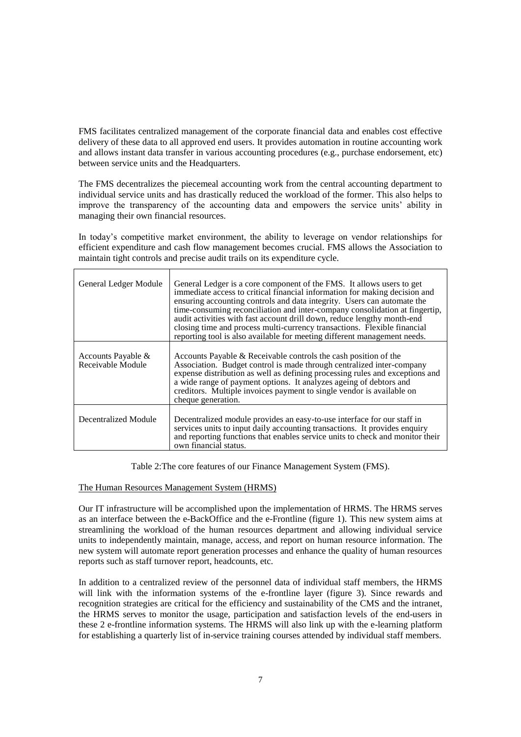FMS facilitates centralized management of the corporate financial data and enables cost effective delivery of these data to all approved end users. It provides automation in routine accounting work and allows instant data transfer in various accounting procedures (e.g., purchase endorsement, etc) between service units and the Headquarters.

The FMS decentralizes the piecemeal accounting work from the central accounting department to individual service units and has drastically reduced the workload of the former. This also helps to improve the transparency of the accounting data and empowers the service units' ability in managing their own financial resources.

In today's competitive market environment, the ability to leverage on vendor relationships for efficient expenditure and cash flow management becomes crucial. FMS allows the Association to maintain tight controls and precise audit trails on its expenditure cycle.

| | |
|---|---|
| General Ledger Module | General Ledger is a core component of the FMS. It allows users to get immediate access to critical financial information for making decision and ensuring accounting controls and data integrity. Users can automate the time-consuming reconciliation and inter-company consolidation at fingertip, audit activities with fast account drill down, reduce lengthy month-end closing time and process multi-currency transactions. Flexible financial reporting tool is also available for meeting different management needs. |
| Accounts Payable & Receivable Module | Accounts Payable & Receivable controls the cash position of the Association. Budget control is made through centralized inter-company expense distribution as well as defining processing rules and exceptions and a wide range of payment options. It analyzes ageing of debtors and creditors. Multiple invoices payment to single vendor is available on cheque generation. |
| Decentralized Module | Decentralized module provides an easy-to-use interface for our staff in services units to input daily accounting transactions. It provides enquiry and reporting functions that enables service units to check and monitor their own financial status. |

Table 2:The core features of our Finance Management System (FMS).

The Human Resources Management System (HRMS)

Our IT infrastructure will be accomplished upon the implementation of HRMS. The HRMS serves as an interface between the e-BackOffice and the e-Frontline (figure 1). This new system aims at streamlining the workload of the human resources department and allowing individual service units to independently maintain, manage, access, and report on human resource information. The new system will automate report generation processes and enhance the quality of human resources reports such as staff turnover report, headcounts, etc.

In addition to a centralized review of the personnel data of individual staff members, the HRMS will link with the information systems of the e-frontline layer (figure 3). Since rewards and recognition strategies are critical for the efficiency and sustainability of the CMS and the intranet, the HRMS serves to monitor the usage, participation and satisfaction levels of the end-users in these 2 e-frontline information systems. The HRMS will also link up with the e-learning platform for establishing a quarterly list of in-service training courses attended by individual staff members.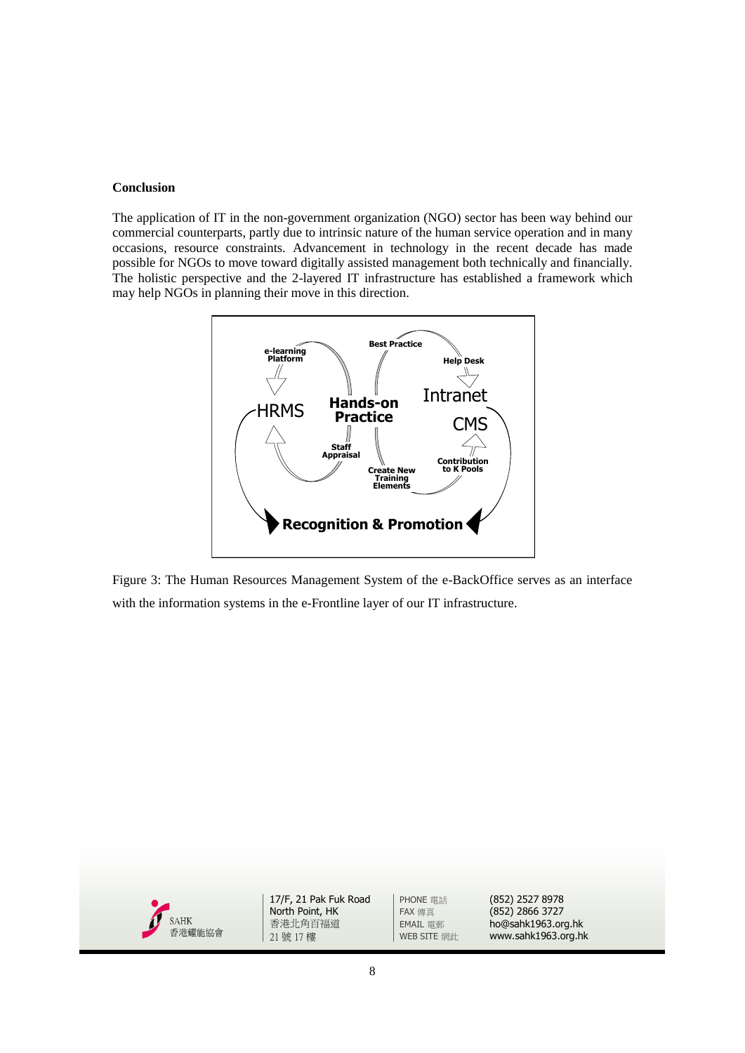**Conclusion**

The application of IT in the non-government organization (NGO) sector has been way behind our commercial counterparts, partly due to intrinsic nature of the human service operation and in many occasions, resource constraints. Advancement in technology in the recent decade has made possible for NGOs to move toward digitally assisted management both technically and financially. The holistic perspective and the 2-layered IT infrastructure has established a framework which may help NGOs in planning their move in this direction.

e-learning Platform

Best Practice

Help Desk

HRMS

Hands-on Practice

Intranet

CMS

Staff Appraisal

Create New Training Elements

Contribution to K Pools

Recognition & Promotion

Figure 3: The Human Resources Management System of the e-BackOffice serves as an interface with the information systems in the e-Frontline layer of our IT infrastructure.